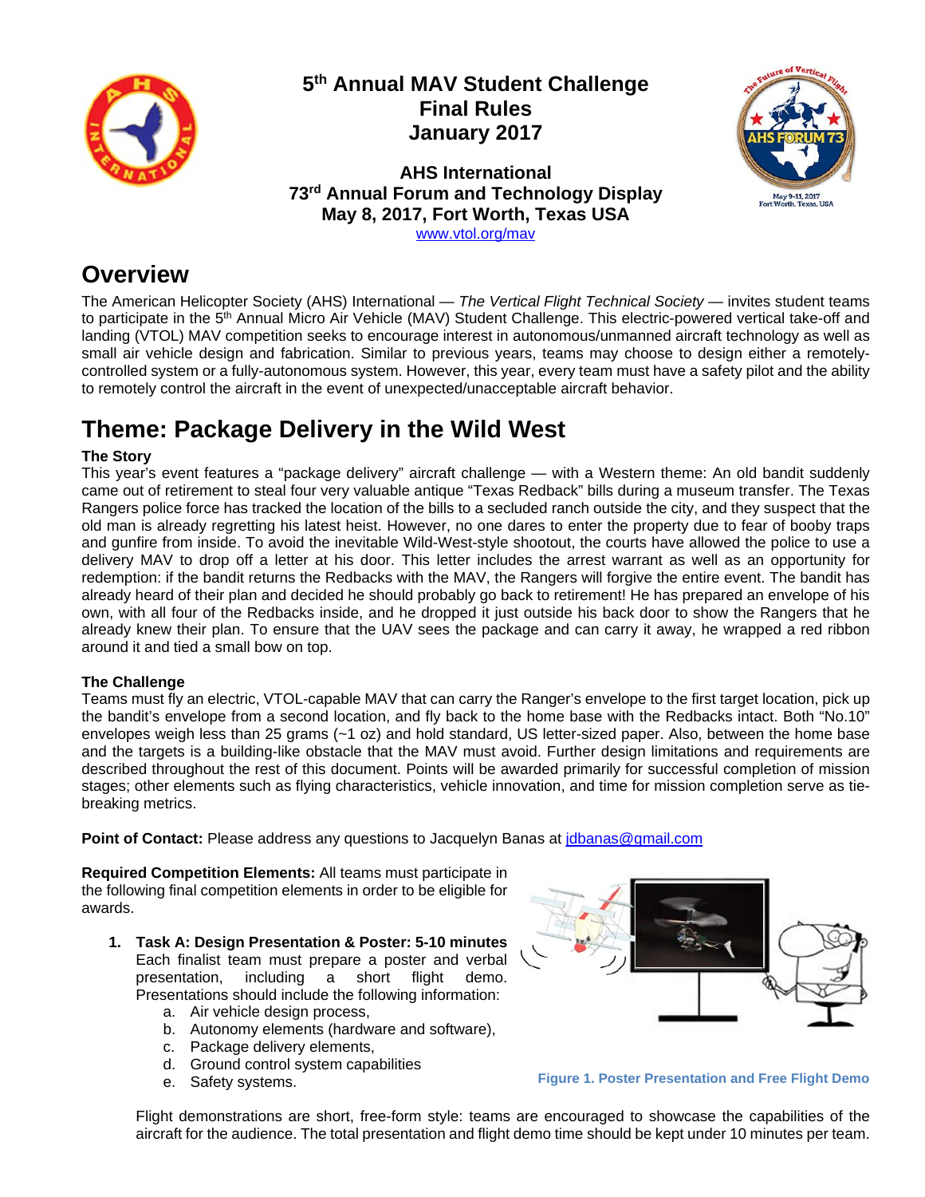# 5th Annual MAV Student Challenge
# Final Rules
# January 2017

**AHS International**
**73rd Annual Forum and Technology Display**
**May 8, 2017, Fort Worth, Texas USA**
www.vtol.org/mav

## Overview

The American Helicopter Society (AHS) International — *The Vertical Flight Technical Society* — invites student teams to participate in the 5th Annual Micro Air Vehicle (MAV) Student Challenge. This electric-powered vertical take-off and landing (VTOL) MAV competition seeks to encourage interest in autonomous/unmanned aircraft technology as well as small air vehicle design and fabrication. Similar to previous years, teams may choose to design either a remotely-controlled system or a fully-autonomous system. However, this year, every team must have a safety pilot and the ability to remotely control the aircraft in the event of unexpected/unacceptable aircraft behavior.

## Theme: Package Delivery in the Wild West

### The Story

This year's event features a "package delivery" aircraft challenge — with a Western theme: An old bandit suddenly came out of retirement to steal four very valuable antique "Texas Redback" bills during a museum transfer. The Texas Rangers police force has tracked the location of the bills to a secluded ranch outside the city, and they suspect that the old man is already regretting his latest heist. However, no one dares to enter the property due to fear of booby traps and gunfire from inside. To avoid the inevitable Wild-West-style shootout, the courts have allowed the police to use a delivery MAV to drop off a letter at his door. This letter includes the arrest warrant as well as an opportunity for redemption: if the bandit returns the Redbacks with the MAV, the Rangers will forgive the entire event. The bandit has already heard of their plan and decided he should probably go back to retirement! He has prepared an envelope of his own, with all four of the Redbacks inside, and he dropped it just outside his back door to show the Rangers that he already knew their plan. To ensure that the UAV sees the package and can carry it away, he wrapped a red ribbon around it and tied a small bow on top.

### The Challenge

Teams must fly an electric, VTOL-capable MAV that can carry the Ranger's envelope to the first target location, pick up the bandit's envelope from a second location, and fly back to the home base with the Redbacks intact. Both "No.10" envelopes weigh less than 25 grams (~1 oz) and hold standard, US letter-sized paper. Also, between the home base and the targets is a building-like obstacle that the MAV must avoid. Further design limitations and requirements are described throughout the rest of this document. Points will be awarded primarily for successful completion of mission stages; other elements such as flying characteristics, vehicle innovation, and time for mission completion serve as tie-breaking metrics.

**Point of Contact:** Please address any questions to Jacquelyn Banas at jdbanas@gmail.com

**Required Competition Elements:** All teams must participate in the following final competition elements in order to be eligible for awards.

1. **Task A: Design Presentation & Poster: 5-10 minutes**
   Each finalist team must prepare a poster and verbal presentation, including a short flight demo. Presentations should include the following information:
   a. Air vehicle design process,
   b. Autonomy elements (hardware and software),
   c. Package delivery elements,
   d. Ground control system capabilities
   e. Safety systems.

Figure 1. Poster Presentation and Free Flight Demo

Flight demonstrations are short, free-form style: teams are encouraged to showcase the capabilities of the aircraft for the audience. The total presentation and flight demo time should be kept under 10 minutes per team.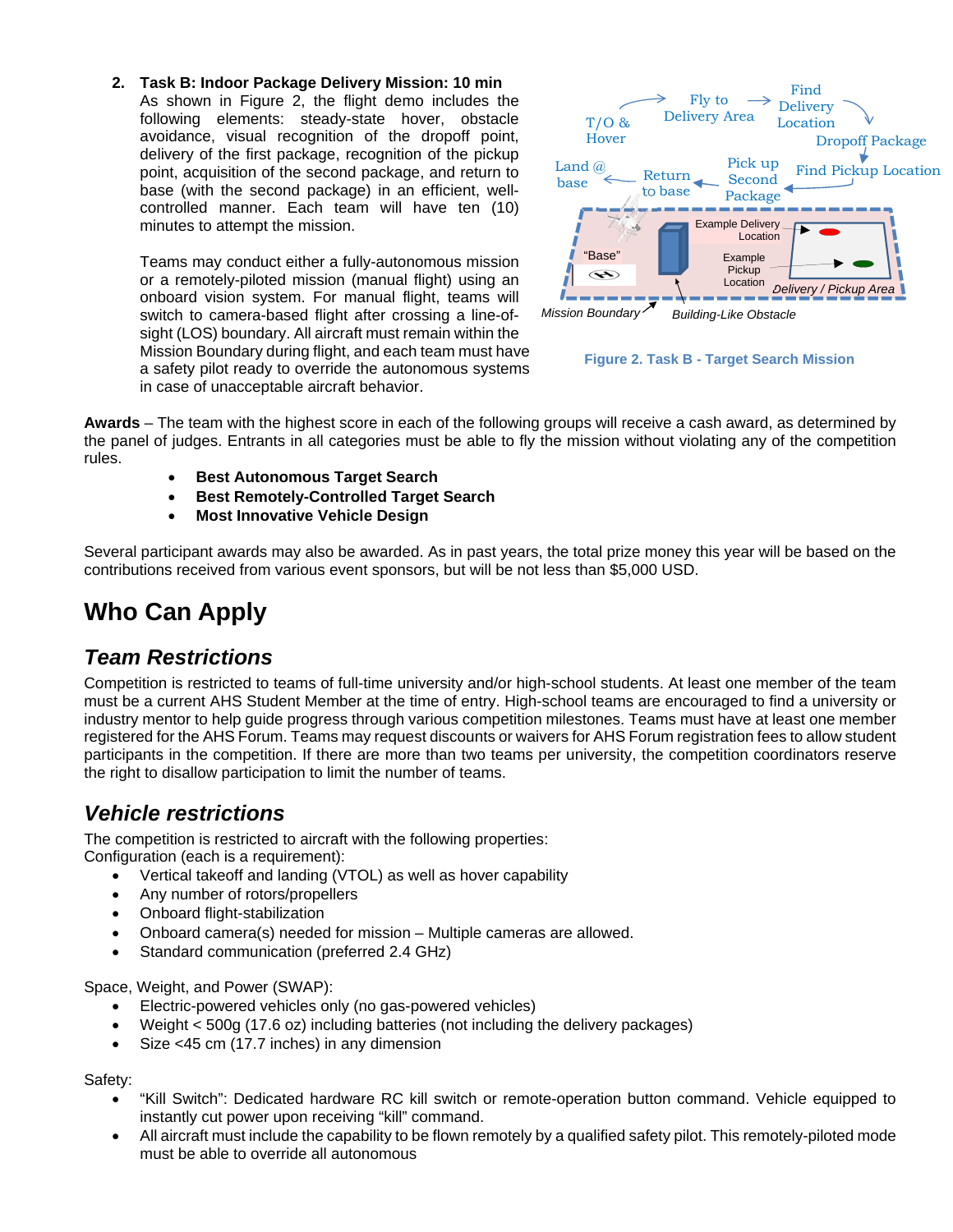2. **Task B: Indoor Package Delivery Mission: 10 min**
   As shown in Figure 2, the flight demo includes the following elements: steady-state hover, obstacle avoidance, visual recognition of the dropoff point, delivery of the first package, recognition of the pickup point, acquisition of the second package, and return to base (with the second package) in an efficient, well-controlled manner. Each team will have ten (10) minutes to attempt the mission.

   Teams may conduct either a fully-autonomous mission or a remotely-piloted mission (manual flight) using an onboard vision system. For manual flight, teams will switch to camera-based flight after crossing a line-of-sight (LOS) boundary. All aircraft must remain within the Mission Boundary during flight, and each team must have a safety pilot ready to override the autonomous systems in case of unacceptable aircraft behavior.

**Figure 2. Task B - Target Search Mission**

**Awards** – The team with the highest score in each of the following groups will receive a cash award, as determined by the panel of judges. Entrants in all categories must be able to fly the mission without violating any of the competition rules.

- **Best Autonomous Target Search**
- **Best Remotely-Controlled Target Search**
- **Most Innovative Vehicle Design**

Several participant awards may also be awarded. As in past years, the total prize money this year will be based on the contributions received from various event sponsors, but will be not less than $5,000 USD.

# Who Can Apply

## *Team Restrictions*

Competition is restricted to teams of full-time university and/or high-school students. At least one member of the team must be a current AHS Student Member at the time of entry. High-school teams are encouraged to find a university or industry mentor to help guide progress through various competition milestones. Teams must have at least one member registered for the AHS Forum. Teams may request discounts or waivers for AHS Forum registration fees to allow student participants in the competition. If there are more than two teams per university, the competition coordinators reserve the right to disallow participation to limit the number of teams.

## *Vehicle restrictions*

The competition is restricted to aircraft with the following properties:
Configuration (each is a requirement):

- Vertical takeoff and landing (VTOL) as well as hover capability
- Any number of rotors/propellers
- Onboard flight-stabilization
- Onboard camera(s) needed for mission – Multiple cameras are allowed.
- Standard communication (preferred 2.4 GHz)

Space, Weight, and Power (SWAP):

- Electric-powered vehicles only (no gas-powered vehicles)
- Weight < 500g (17.6 oz) including batteries (not including the delivery packages)
- Size <45 cm (17.7 inches) in any dimension

Safety:

- "Kill Switch": Dedicated hardware RC kill switch or remote-operation button command. Vehicle equipped to instantly cut power upon receiving "kill" command.
- All aircraft must include the capability to be flown remotely by a qualified safety pilot. This remotely-piloted mode must be able to override all autonomous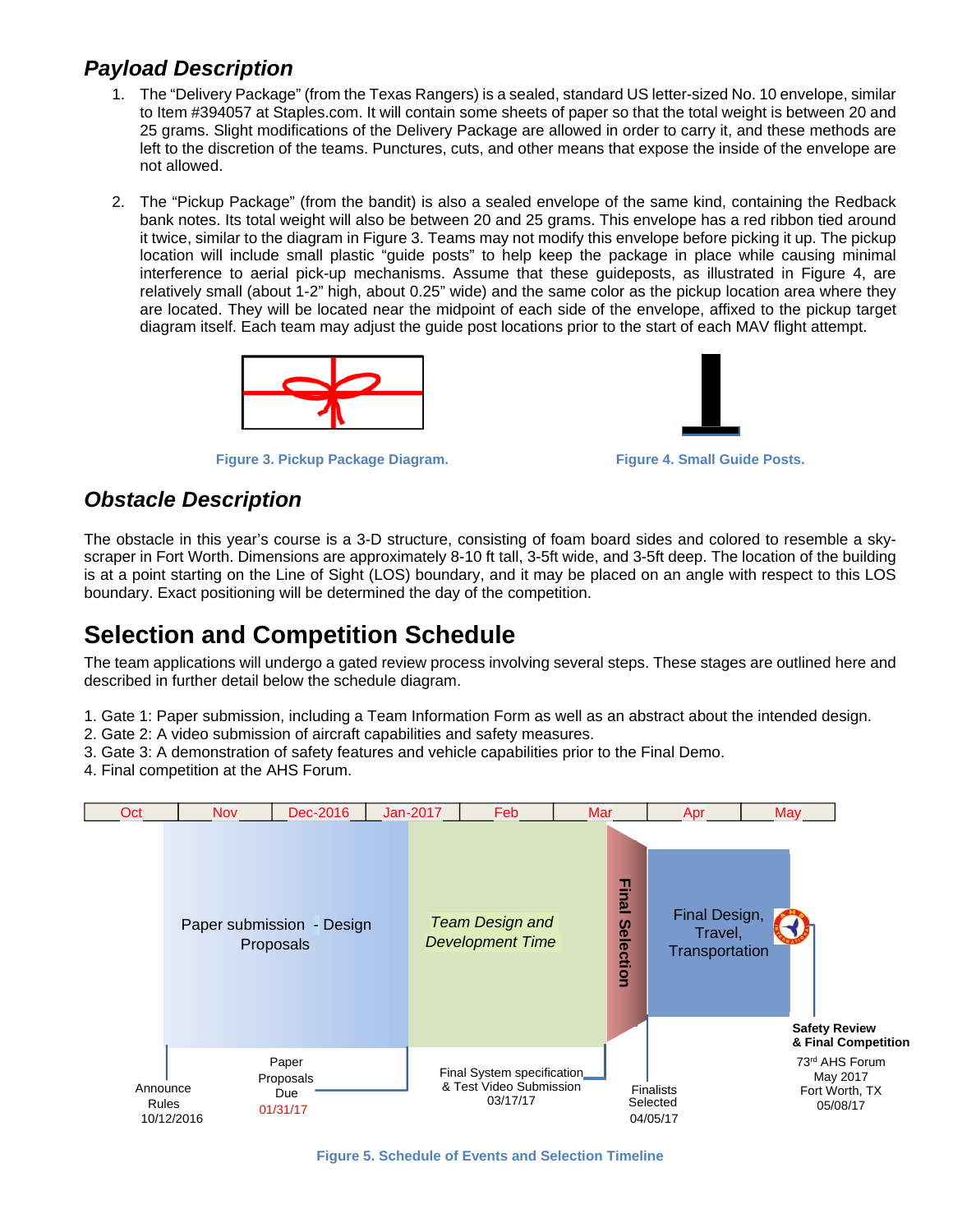### *Payload Description*

1. The "Delivery Package" (from the Texas Rangers) is a sealed, standard US letter-sized No. 10 envelope, similar to Item #394057 at Staples.com. It will contain some sheets of paper so that the total weight is between 20 and 25 grams. Slight modifications of the Delivery Package are allowed in order to carry it, and these methods are left to the discretion of the teams. Punctures, cuts, and other means that expose the inside of the envelope are not allowed.

2. The "Pickup Package" (from the bandit) is also a sealed envelope of the same kind, containing the Redback bank notes. Its total weight will also be between 20 and 25 grams. This envelope has a red ribbon tied around it twice, similar to the diagram in Figure 3. Teams may not modify this envelope before picking it up. The pickup location will include small plastic "guide posts" to help keep the package in place while causing minimal interference to aerial pick-up mechanisms. Assume that these guideposts, as illustrated in Figure 4, are relatively small (about 1-2" high, about 0.25" wide) and the same color as the pickup location area where they are located. They will be located near the midpoint of each side of the envelope, affixed to the pickup target diagram itself. Each team may adjust the guide post locations prior to the start of each MAV flight attempt.

**Figure 3. Pickup Package Diagram.**

**Figure 4. Small Guide Posts.**

### *Obstacle Description*

The obstacle in this year's course is a 3-D structure, consisting of foam board sides and colored to resemble a sky-scraper in Fort Worth. Dimensions are approximately 8-10 ft tall, 3-5ft wide, and 3-5ft deep. The location of the building is at a point starting on the Line of Sight (LOS) boundary, and it may be placed on an angle with respect to this LOS boundary. Exact positioning will be determined the day of the competition.

## Selection and Competition Schedule

The team applications will undergo a gated review process involving several steps. These stages are outlined here and described in further detail below the schedule diagram.

1. Gate 1: Paper submission, including a Team Information Form as well as an abstract about the intended design.
2. Gate 2: A video submission of aircraft capabilities and safety measures.
3. Gate 3: A demonstration of safety features and vehicle capabilities prior to the Final Demo.
4. Final competition at the AHS Forum.

Oct | Nov | Dec-2016 | Jan-2017 | Feb | Mar | Apr | May

Paper submission - Design Proposals

*Team Design and Development Time*

Final Selection

Final Design, Travel, Transportation

Announce Rules 10/12/2016

Paper Proposals Due 01/31/17

Final System specification & Test Video Submission 03/17/17

Finalists Selected 04/05/17

**Safety Review & Final Competition**

73rd AHS Forum May 2017 Fort Worth, TX 05/08/17

**Figure 5. Schedule of Events and Selection Timeline**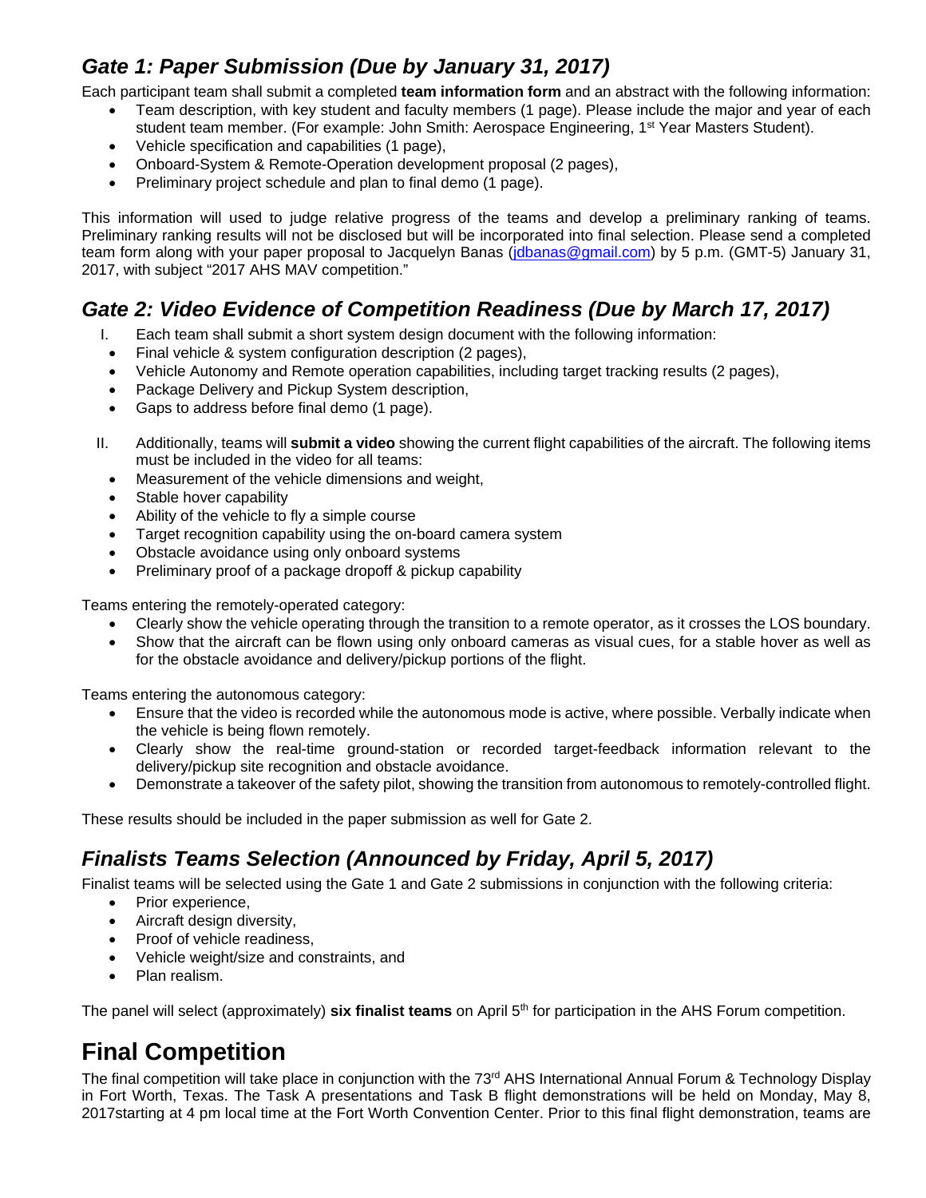### *Gate 1: Paper Submission (Due by January 31, 2017)*

Each participant team shall submit a completed **team information form** and an abstract with the following information:

- Team description, with key student and faculty members (1 page). Please include the major and year of each student team member. (For example: John Smith: Aerospace Engineering, 1st Year Masters Student).
- Vehicle specification and capabilities (1 page),
- Onboard-System & Remote-Operation development proposal (2 pages),
- Preliminary project schedule and plan to final demo (1 page).

This information will used to judge relative progress of the teams and develop a preliminary ranking of teams. Preliminary ranking results will not be disclosed but will be incorporated into final selection. Please send a completed team form along with your paper proposal to Jacquelyn Banas (jdbanas@gmail.com) by 5 p.m. (GMT-5) January 31, 2017, with subject "2017 AHS MAV competition."

### *Gate 2: Video Evidence of Competition Readiness (Due by March 17, 2017)*

I. Each team shall submit a short system design document with the following information:

- Final vehicle & system configuration description (2 pages),
- Vehicle Autonomy and Remote operation capabilities, including target tracking results (2 pages),
- Package Delivery and Pickup System description,
- Gaps to address before final demo (1 page).

II. Additionally, teams will **submit a video** showing the current flight capabilities of the aircraft. The following items must be included in the video for all teams:

- Measurement of the vehicle dimensions and weight,
- Stable hover capability
- Ability of the vehicle to fly a simple course
- Target recognition capability using the on-board camera system
- Obstacle avoidance using only onboard systems
- Preliminary proof of a package dropoff & pickup capability

Teams entering the remotely-operated category:

- Clearly show the vehicle operating through the transition to a remote operator, as it crosses the LOS boundary.
- Show that the aircraft can be flown using only onboard cameras as visual cues, for a stable hover as well as for the obstacle avoidance and delivery/pickup portions of the flight.

Teams entering the autonomous category:

- Ensure that the video is recorded while the autonomous mode is active, where possible. Verbally indicate when the vehicle is being flown remotely.
- Clearly show the real-time ground-station or recorded target-feedback information relevant to the delivery/pickup site recognition and obstacle avoidance.
- Demonstrate a takeover of the safety pilot, showing the transition from autonomous to remotely-controlled flight.

These results should be included in the paper submission as well for Gate 2.

### *Finalists Teams Selection (Announced by Friday, April 5, 2017)*

Finalist teams will be selected using the Gate 1 and Gate 2 submissions in conjunction with the following criteria:

- Prior experience,
- Aircraft design diversity,
- Proof of vehicle readiness,
- Vehicle weight/size and constraints, and
- Plan realism.

The panel will select (approximately) **six finalist teams** on April 5th for participation in the AHS Forum competition.

## Final Competition

The final competition will take place in conjunction with the 73rd AHS International Annual Forum & Technology Display in Fort Worth, Texas. The Task A presentations and Task B flight demonstrations will be held on Monday, May 8, 2017starting at 4 pm local time at the Fort Worth Convention Center. Prior to this final flight demonstration, teams are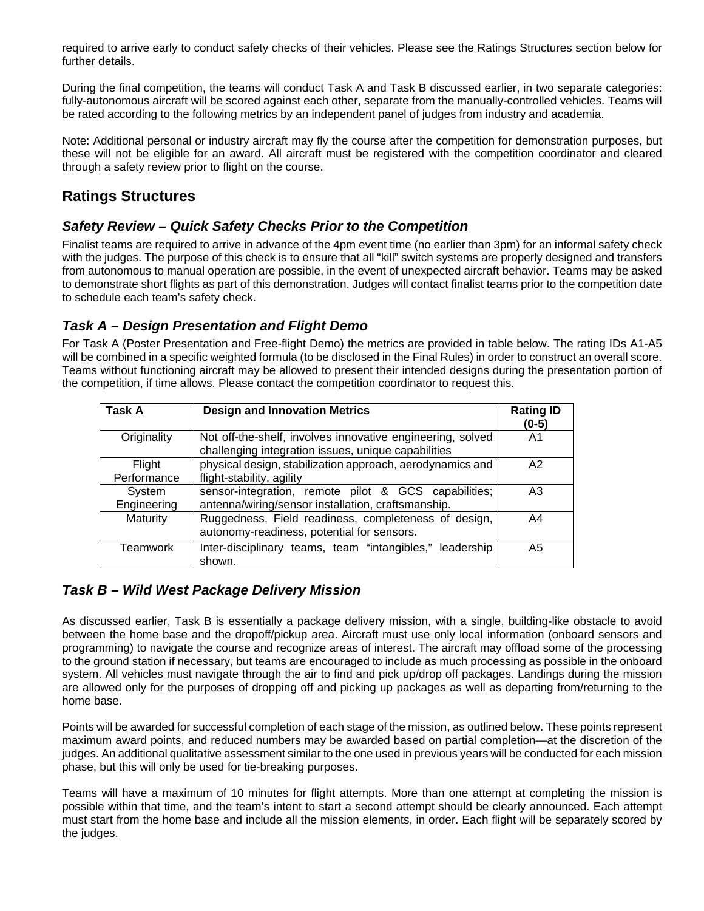required to arrive early to conduct safety checks of their vehicles. Please see the Ratings Structures section below for further details.

During the final competition, the teams will conduct Task A and Task B discussed earlier, in two separate categories: fully-autonomous aircraft will be scored against each other, separate from the manually-controlled vehicles. Teams will be rated according to the following metrics by an independent panel of judges from industry and academia.

Note: Additional personal or industry aircraft may fly the course after the competition for demonstration purposes, but these will not be eligible for an award. All aircraft must be registered with the competition coordinator and cleared through a safety review prior to flight on the course.

## Ratings Structures

### *Safety Review – Quick Safety Checks Prior to the Competition*

Finalist teams are required to arrive in advance of the 4pm event time (no earlier than 3pm) for an informal safety check with the judges. The purpose of this check is to ensure that all "kill" switch systems are properly designed and transfers from autonomous to manual operation are possible, in the event of unexpected aircraft behavior. Teams may be asked to demonstrate short flights as part of this demonstration. Judges will contact finalist teams prior to the competition date to schedule each team's safety check.

### *Task A – Design Presentation and Flight Demo*

For Task A (Poster Presentation and Free-flight Demo) the metrics are provided in table below. The rating IDs A1-A5 will be combined in a specific weighted formula (to be disclosed in the Final Rules) in order to construct an overall score. Teams without functioning aircraft may be allowed to present their intended designs during the presentation portion of the competition, if time allows. Please contact the competition coordinator to request this.

| Task A | Design and Innovation Metrics | Rating ID (0-5) |
|---|---|---|
| Originality | Not off-the-shelf, involves innovative engineering, solved challenging integration issues, unique capabilities | A1 |
| Flight Performance | physical design, stabilization approach, aerodynamics and flight-stability, agility | A2 |
| System Engineering | sensor-integration, remote pilot & GCS capabilities; antenna/wiring/sensor installation, craftsmanship. | A3 |
| Maturity | Ruggedness, Field readiness, completeness of design, autonomy-readiness, potential for sensors. | A4 |
| Teamwork | Inter-disciplinary teams, team "intangibles," leadership shown. | A5 |

### *Task B – Wild West Package Delivery Mission*

As discussed earlier, Task B is essentially a package delivery mission, with a single, building-like obstacle to avoid between the home base and the dropoff/pickup area. Aircraft must use only local information (onboard sensors and programming) to navigate the course and recognize areas of interest. The aircraft may offload some of the processing to the ground station if necessary, but teams are encouraged to include as much processing as possible in the onboard system. All vehicles must navigate through the air to find and pick up/drop off packages. Landings during the mission are allowed only for the purposes of dropping off and picking up packages as well as departing from/returning to the home base.

Points will be awarded for successful completion of each stage of the mission, as outlined below. These points represent maximum award points, and reduced numbers may be awarded based on partial completion—at the discretion of the judges. An additional qualitative assessment similar to the one used in previous years will be conducted for each mission phase, but this will only be used for tie-breaking purposes.

Teams will have a maximum of 10 minutes for flight attempts. More than one attempt at completing the mission is possible within that time, and the team's intent to start a second attempt should be clearly announced. Each attempt must start from the home base and include all the mission elements, in order. Each flight will be separately scored by the judges.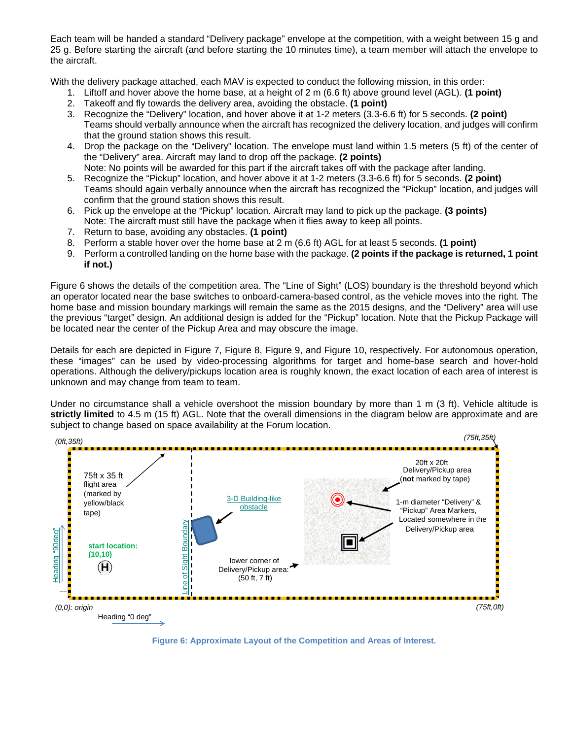Each team will be handed a standard "Delivery package" envelope at the competition, with a weight between 15 g and 25 g. Before starting the aircraft (and before starting the 10 minutes time), a team member will attach the envelope to the aircraft.

With the delivery package attached, each MAV is expected to conduct the following mission, in this order:

1. Liftoff and hover above the home base, at a height of 2 m (6.6 ft) above ground level (AGL). **(1 point)**
2. Takeoff and fly towards the delivery area, avoiding the obstacle. **(1 point)**
3. Recognize the "Delivery" location, and hover above it at 1-2 meters (3.3-6.6 ft) for 5 seconds. **(2 point)**
   Teams should verbally announce when the aircraft has recognized the delivery location, and judges will confirm that the ground station shows this result.
4. Drop the package on the "Delivery" location. The envelope must land within 1.5 meters (5 ft) of the center of the "Delivery" area. Aircraft may land to drop off the package. **(2 points)**
   Note: No points will be awarded for this part if the aircraft takes off with the package after landing.
5. Recognize the "Pickup" location, and hover above it at 1-2 meters (3.3-6.6 ft) for 5 seconds. **(2 point)**
   Teams should again verbally announce when the aircraft has recognized the "Pickup" location, and judges will confirm that the ground station shows this result.
6. Pick up the envelope at the "Pickup" location. Aircraft may land to pick up the package. **(3 points)**
   Note: The aircraft must still have the package when it flies away to keep all points.
7. Return to base, avoiding any obstacles. **(1 point)**
8. Perform a stable hover over the home base at 2 m (6.6 ft) AGL for at least 5 seconds. **(1 point)**
9. Perform a controlled landing on the home base with the package. **(2 points if the package is returned, 1 point if not.)**

Figure 6 shows the details of the competition area. The "Line of Sight" (LOS) boundary is the threshold beyond which an operator located near the base switches to onboard-camera-based control, as the vehicle moves into the right. The home base and mission boundary markings will remain the same as the 2015 designs, and the "Delivery" area will use the previous "target" design. An additional design is added for the "Pickup" location. Note that the Pickup Package will be located near the center of the Pickup Area and may obscure the image.

Details for each are depicted in Figure 7, Figure 8, Figure 9, and Figure 10, respectively. For autonomous operation, these "images" can be used by video-processing algorithms for target and home-base search and hover-hold operations. Although the delivery/pickups location area is roughly known, the exact location of each area of interest is unknown and may change from team to team.

Under no circumstance shall a vehicle overshoot the mission boundary by more than 1 m (3 ft). Vehicle altitude is **strictly limited** to 4.5 m (15 ft) AGL. Note that the overall dimensions in the diagram below are approximate and are subject to change based on space availability at the Forum location.

(0ft,35ft) (75ft,35ft)

75ft x 35 ft flight area (marked by yellow/black tape)

3-D Building-like obstacle

20ft x 20ft Delivery/Pickup area (**not** marked by tape)

1-m diameter "Delivery" & "Pickup" Area Markers, Located somewhere in the Delivery/Pickup area

Heading "90deg"

start location: (10,10)

Line of Sight Boundary

lower corner of Delivery/Pickup area: (50 ft, 7 ft)

(0,0): origin (75ft,0ft)

Heading "0 deg"

**Figure 6: Approximate Layout of the Competition and Areas of Interest.**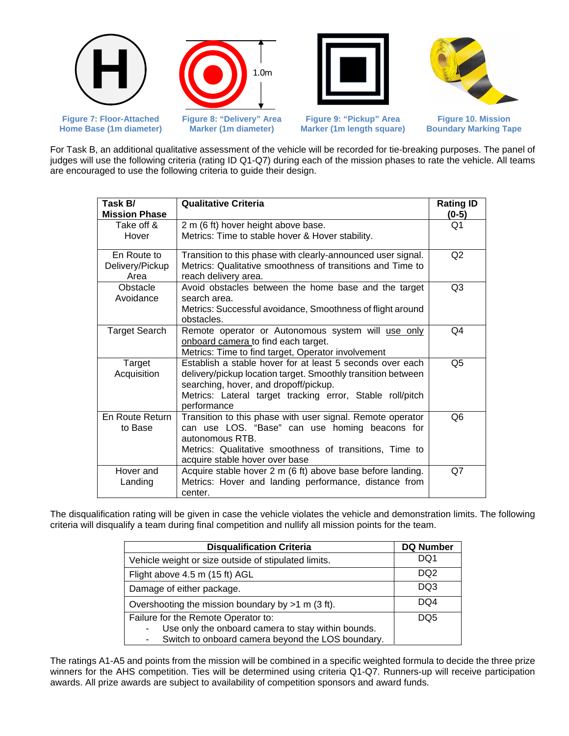Figure 7: Floor-Attached Home Base (1m diameter)

Figure 8: "Delivery" Area Marker (1m diameter)

Figure 9: "Pickup" Area Marker (1m length square)

Figure 10. Mission Boundary Marking Tape

For Task B, an additional qualitative assessment of the vehicle will be recorded for tie-breaking purposes. The panel of judges will use the following criteria (rating ID Q1-Q7) during each of the mission phases to rate the vehicle. All teams are encouraged to use the following criteria to guide their design.

| **Task B/ Mission Phase** | **Qualitative Criteria** | **Rating ID (0-5)** |
|---|---|---|
| Take off & Hover | 2 m (6 ft) hover height above base.<br>Metrics: Time to stable hover & Hover stability. | Q1 |
| En Route to Delivery/Pickup Area | Transition to this phase with clearly-announced user signal.<br>Metrics: Qualitative smoothness of transitions and Time to reach delivery area. | Q2 |
| Obstacle Avoidance | Avoid obstacles between the home base and the target search area.<br>Metrics: Successful avoidance, Smoothness of flight around obstacles. | Q3 |
| Target Search | Remote operator or Autonomous system will use only onboard camera to find each target.<br>Metrics: Time to find target, Operator involvement | Q4 |
| Target Acquisition | Establish a stable hover for at least 5 seconds over each delivery/pickup location target. Smoothly transition between searching, hover, and dropoff/pickup.<br>Metrics: Lateral target tracking error, Stable roll/pitch performance | Q5 |
| En Route Return to Base | Transition to this phase with user signal. Remote operator can use LOS. "Base" can use homing beacons for autonomous RTB.<br>Metrics: Qualitative smoothness of transitions, Time to acquire stable hover over base | Q6 |
| Hover and Landing | Acquire stable hover 2 m (6 ft) above base before landing.<br>Metrics: Hover and landing performance, distance from center. | Q7 |

The disqualification rating will be given in case the vehicle violates the vehicle and demonstration limits. The following criteria will disqualify a team during final competition and nullify all mission points for the team.

| **Disqualification Criteria** | **DQ Number** |
|---|---|
| Vehicle weight or size outside of stipulated limits. | DQ1 |
| Flight above 4.5 m (15 ft) AGL | DQ2 |
| Damage of either package. | DQ3 |
| Overshooting the mission boundary by >1 m (3 ft). | DQ4 |
| Failure for the Remote Operator to:<br>- Use only the onboard camera to stay within bounds.<br>- Switch to onboard camera beyond the LOS boundary. | DQ5 |

The ratings A1-A5 and points from the mission will be combined in a specific weighted formula to decide the three prize winners for the AHS competition. Ties will be determined using criteria Q1-Q7. Runners-up will receive participation awards. All prize awards are subject to availability of competition sponsors and award funds.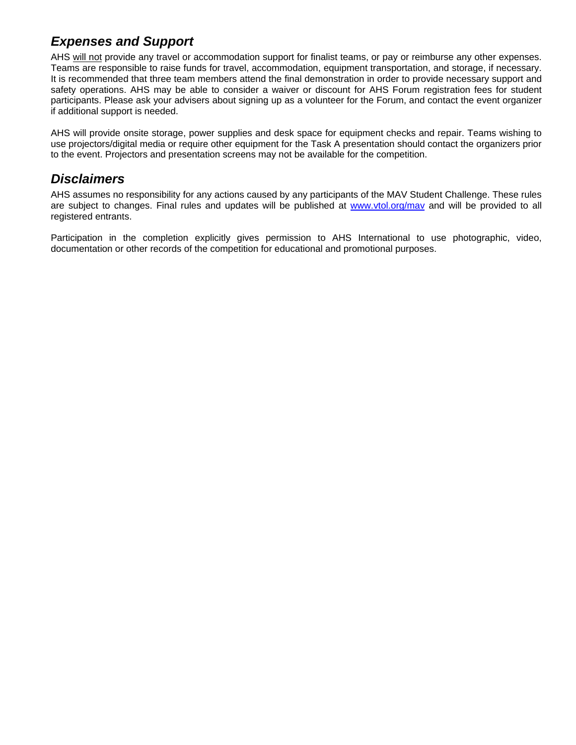## *Expenses and Support*

AHS will not provide any travel or accommodation support for finalist teams, or pay or reimburse any other expenses. Teams are responsible to raise funds for travel, accommodation, equipment transportation, and storage, if necessary. It is recommended that three team members attend the final demonstration in order to provide necessary support and safety operations. AHS may be able to consider a waiver or discount for AHS Forum registration fees for student participants. Please ask your advisers about signing up as a volunteer for the Forum, and contact the event organizer if additional support is needed.

AHS will provide onsite storage, power supplies and desk space for equipment checks and repair. Teams wishing to use projectors/digital media or require other equipment for the Task A presentation should contact the organizers prior to the event. Projectors and presentation screens may not be available for the competition.

## *Disclaimers*

AHS assumes no responsibility for any actions caused by any participants of the MAV Student Challenge. These rules are subject to changes. Final rules and updates will be published at [www.vtol.org/mav](http://www.vtol.org/mav) and will be provided to all registered entrants.

Participation in the completion explicitly gives permission to AHS International to use photographic, video, documentation or other records of the competition for educational and promotional purposes.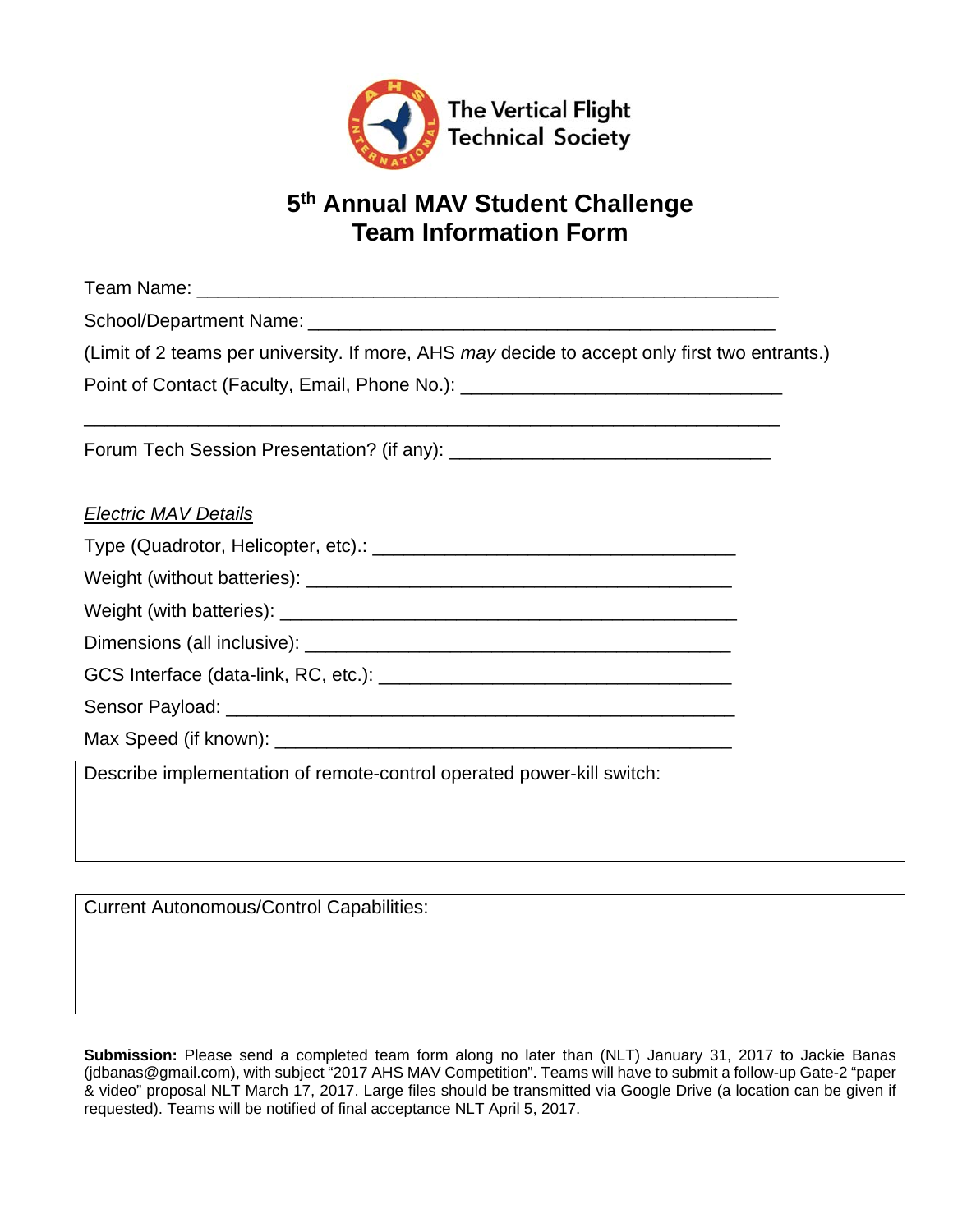The Vertical Flight Technical Society

# 5th Annual MAV Student Challenge
# Team Information Form

Team Name: ________________________________________________________

School/Department Name: ____________________________________________

(Limit of 2 teams per university. If more, AHS *may* decide to accept only first two entrants.)

Point of Contact (Faculty, Email, Phone No.): ______________________________

_____________________________________________________________________

Forum Tech Session Presentation? (if any): ______________________________

*Electric MAV Details*

Type (Quadrotor, Helicopter, etc).: __________________________________

Weight (without batteries): ________________________________________

Weight (with batteries): __________________________________________

Dimensions (all inclusive): ________________________________________

GCS Interface (data-link, RC, etc.): __________________________________

Sensor Payload: _________________________________________________

Max Speed (if known): ____________________________________________

| Describe implementation of remote-control operated power-kill switch: |
| --- |
| |

| Current Autonomous/Control Capabilities: |
| --- |
| |

**Submission:** Please send a completed team form along no later than (NLT) January 31, 2017 to Jackie Banas (jdbanas@gmail.com), with subject "2017 AHS MAV Competition". Teams will have to submit a follow-up Gate-2 "paper & video" proposal NLT March 17, 2017. Large files should be transmitted via Google Drive (a location can be given if requested). Teams will be notified of final acceptance NLT April 5, 2017.